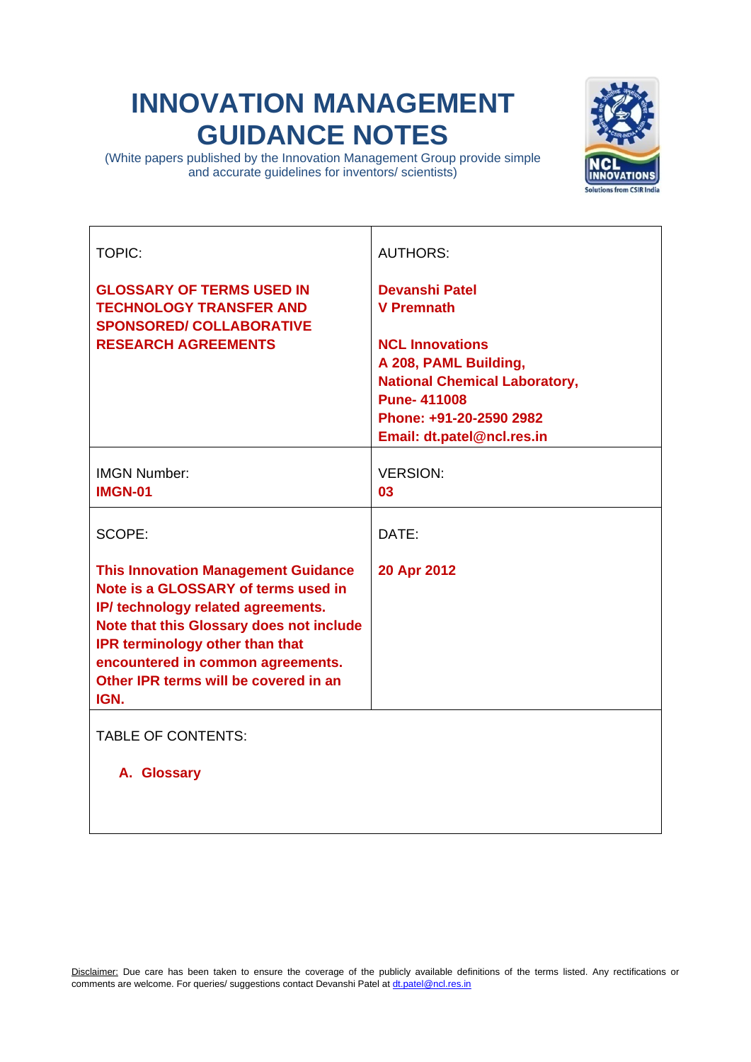# INNOVATION MANAGEMENT GUIDANCE NOTES

(White papers published by the Innovation Management Group provide simple and accurate guidelines for inventors/ scientists)

| TOPIC: | AUTHORS: |
|---|---|
| **GLOSSARY OF TERMS USED IN TECHNOLOGY TRANSFER AND SPONSORED/ COLLABORATIVE RESEARCH AGREEMENTS** | **Devanshi Patel**<br>**V Premnath**<br><br>**NCL Innovations**<br>**A 208, PAML Building,**<br>**National Chemical Laboratory,**<br>**Pune- 411008**<br>**Phone: +91-20-2590 2982**<br>**Email: dt.patel@ncl.res.in** |
| IMGN Number:<br>**IMGN-01** | VERSION:<br>**03** |
| SCOPE:<br><br>**This Innovation Management Guidance Note is a GLOSSARY of terms used in IP/ technology related agreements. Note that this Glossary does not include IPR terminology other than that encountered in common agreements. Other IPR terms will be covered in an IGN.** | DATE:<br><br>**20 Apr 2012** |

TABLE OF CONTENTS:

**A. Glossary**

Disclaimer: Due care has been taken to ensure the coverage of the publicly available definitions of the terms listed. Any rectifications or comments are welcome. For queries/ suggestions contact Devanshi Patel at dt.patel@ncl.res.in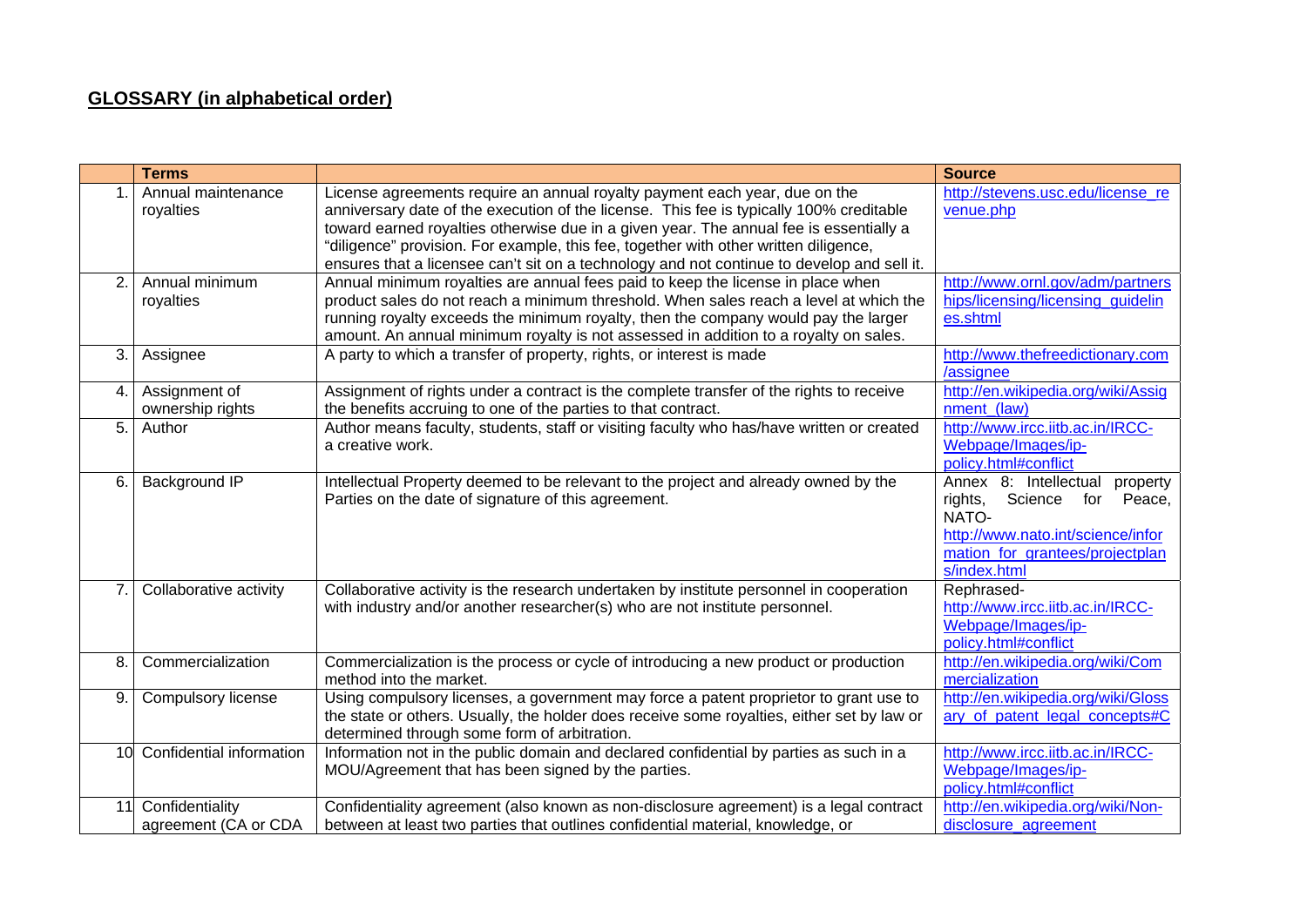## **GLOSSARY (in alphabetical order)**

| | Terms | | Source |
|---|---|---|---|
| 1. | Annual maintenance royalties | License agreements require an annual royalty payment each year, due on the anniversary date of the execution of the license. This fee is typically 100% creditable toward earned royalties otherwise due in a given year. The annual fee is essentially a "diligence" provision. For example, this fee, together with other written diligence, ensures that a licensee can't sit on a technology and not continue to develop and sell it. | http://stevens.usc.edu/license_revenue.php |
| 2. | Annual minimum royalties | Annual minimum royalties are annual fees paid to keep the license in place when product sales do not reach a minimum threshold. When sales reach a level at which the running royalty exceeds the minimum royalty, then the company would pay the larger amount. An annual minimum royalty is not assessed in addition to a royalty on sales. | http://www.ornl.gov/adm/partnerships/licensing/licensing_guidelines.shtml |
| 3. | Assignee | A party to which a transfer of property, rights, or interest is made | http://www.thefreedictionary.com/assignee |
| 4. | Assignment of ownership rights | Assignment of rights under a contract is the complete transfer of the rights to receive the benefits accruing to one of the parties to that contract. | http://en.wikipedia.org/wiki/Assignment_(law) |
| 5. | Author | Author means faculty, students, staff or visiting faculty who has/have written or created a creative work. | http://www.ircc.iitb.ac.in/IRCC-Webpage/Images/ip-policy.html#conflict |
| 6. | Background IP | Intellectual Property deemed to be relevant to the project and already owned by the Parties on the date of signature of this agreement. | Annex 8: Intellectual property rights, Science for Peace, NATO- http://www.nato.int/science/information_for_grantees/projectplans/index.html |
| 7. | Collaborative activity | Collaborative activity is the research undertaken by institute personnel in cooperation with industry and/or another researcher(s) who are not institute personnel. | Rephrased- http://www.ircc.iitb.ac.in/IRCC-Webpage/Images/ip-policy.html#conflict |
| 8. | Commercialization | Commercialization is the process or cycle of introducing a new product or production method into the market. | http://en.wikipedia.org/wiki/Commercialization |
| 9. | Compulsory license | Using compulsory licenses, a government may force a patent proprietor to grant use to the state or others. Usually, the holder does receive some royalties, either set by law or determined through some form of arbitration. | http://en.wikipedia.org/wiki/Glossary_of_patent_legal_concepts#C |
| 10 | Confidential information | Information not in the public domain and declared confidential by parties as such in a MOU/Agreement that has been signed by the parties. | http://www.ircc.iitb.ac.in/IRCC-Webpage/Images/ip-policy.html#conflict |
| 11 | Confidentiality agreement (CA or CDA | Confidentiality agreement (also known as non-disclosure agreement) is a legal contract between at least two parties that outlines confidential material, knowledge, or | http://en.wikipedia.org/wiki/Non-disclosure_agreement |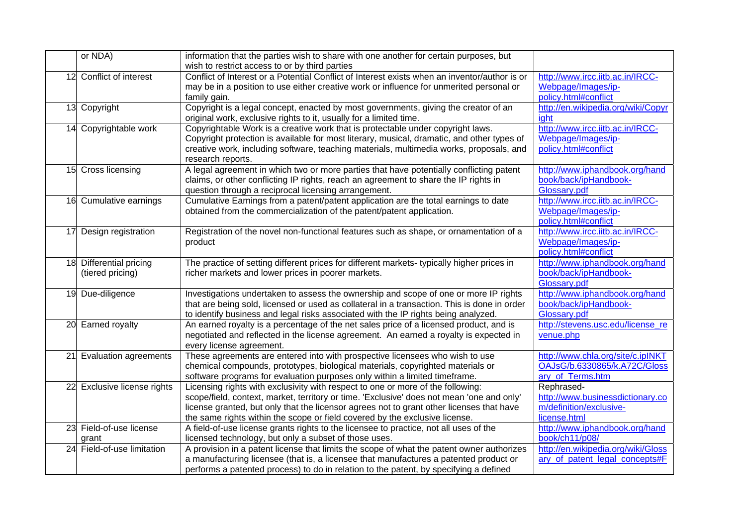| | | | |
|---|---|---|---|
| | or NDA) | information that the parties wish to share with one another for certain purposes, but wish to restrict access to or by third parties | |
| 12 | Conflict of interest | Conflict of Interest or a Potential Conflict of Interest exists when an inventor/author is or may be in a position to use either creative work or influence for unmerited personal or family gain. | http://www.ircc.iitb.ac.in/IRCC-Webpage/Images/ip-policy.html#conflict |
| 13 | Copyright | Copyright is a legal concept, enacted by most governments, giving the creator of an original work, exclusive rights to it, usually for a limited time. | http://en.wikipedia.org/wiki/Copyright |
| 14 | Copyrightable work | Copyrightable Work is a creative work that is protectable under copyright laws. Copyright protection is available for most literary, musical, dramatic, and other types of creative work, including software, teaching materials, multimedia works, proposals, and research reports. | http://www.ircc.iitb.ac.in/IRCC-Webpage/Images/ip-policy.html#conflict |
| 15 | Cross licensing | A legal agreement in which two or more parties that have potentially conflicting patent claims, or other conflicting IP rights, reach an agreement to share the IP rights in question through a reciprocal licensing arrangement. | http://www.iphandbook.org/handbook/back/ipHandbook-Glossary.pdf |
| 16 | Cumulative earnings | Cumulative Earnings from a patent/patent application are the total earnings to date obtained from the commercialization of the patent/patent application. | http://www.ircc.iitb.ac.in/IRCC-Webpage/Images/ip-policy.html#conflict |
| 17 | Design registration | Registration of the novel non-functional features such as shape, or ornamentation of a product | http://www.ircc.iitb.ac.in/IRCC-Webpage/Images/ip-policy.html#conflict |
| 18 | Differential pricing (tiered pricing) | The practice of setting different prices for different markets- typically higher prices in richer markets and lower prices in poorer markets. | http://www.iphandbook.org/handbook/back/ipHandbook-Glossary.pdf |
| 19 | Due-diligence | Investigations undertaken to assess the ownership and scope of one or more IP rights that are being sold, licensed or used as collateral in a transaction. This is done in order to identify business and legal risks associated with the IP rights being analyzed. | http://www.iphandbook.org/handbook/back/ipHandbook-Glossary.pdf |
| 20 | Earned royalty | An earned royalty is a percentage of the net sales price of a licensed product, and is negotiated and reflected in the license agreement. An earned a royalty is expected in every license agreement. | http://stevens.usc.edu/license_revenue.php |
| 21 | Evaluation agreements | These agreements are entered into with prospective licensees who wish to use chemical compounds, prototypes, biological materials, copyrighted materials or software programs for evaluation purposes only within a limited timeframe. | http://www.chla.org/site/c.ipINKTOAJsG/b.6330865/k.A72C/Glossary_of_Terms.htm |
| 22 | Exclusive license rights | Licensing rights with exclusivity with respect to one or more of the following: scope/field, context, market, territory or time. 'Exclusive' does not mean 'one and only' license granted, but only that the licensor agrees not to grant other licenses that have the same rights within the scope or field covered by the exclusive license. | Rephrased- http://www.businessdictionary.com/definition/exclusive-license.html |
| 23 | Field-of-use license grant | A field-of-use license grants rights to the licensee to practice, not all uses of the licensed technology, but only a subset of those uses. | http://www.iphandbook.org/handbook/ch11/p08/ |
| 24 | Field-of-use limitation | A provision in a patent license that limits the scope of what the patent owner authorizes a manufacturing licensee (that is, a licensee that manufactures a patented product or performs a patented process) to do in relation to the patent, by specifying a defined | http://en.wikipedia.org/wiki/Glossary_of_patent_legal_concepts#F |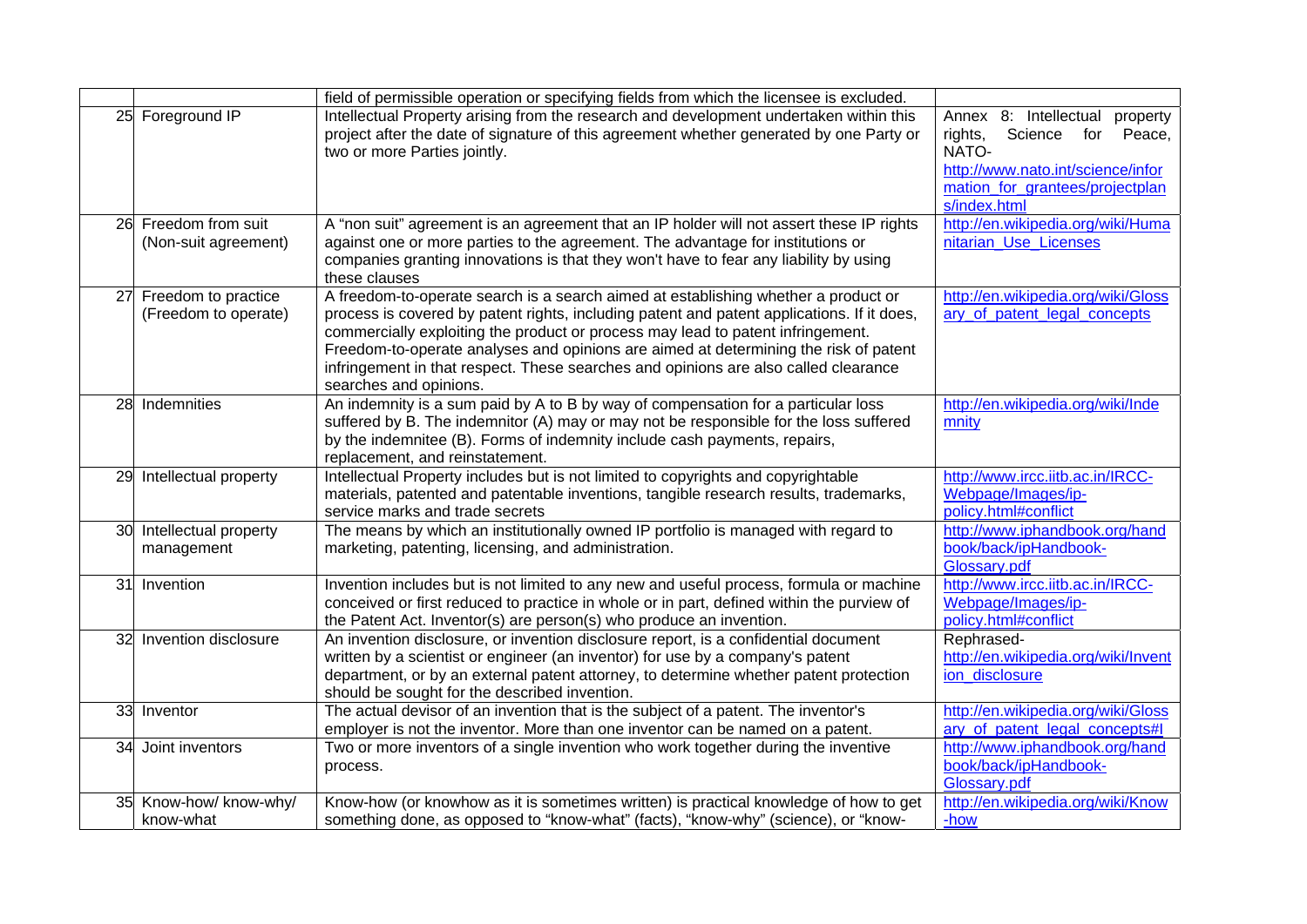| | | | |
|---|---|---|---|
| | | field of permissible operation or specifying fields from which the licensee is excluded. | |
| 25 | Foreground IP | Intellectual Property arising from the research and development undertaken within this project after the date of signature of this agreement whether generated by one Party or two or more Parties jointly. | Annex 8: Intellectual property rights, Science for Peace, NATO- http://www.nato.int/science/information_for_grantees/projectplan s/index.html |
| 26 | Freedom from suit (Non-suit agreement) | A "non suit" agreement is an agreement that an IP holder will not assert these IP rights against one or more parties to the agreement. The advantage for institutions or companies granting innovations is that they won't have to fear any liability by using these clauses | http://en.wikipedia.org/wiki/Humanitarian_Use_Licenses |
| 27 | Freedom to practice (Freedom to operate) | A freedom-to-operate search is a search aimed at establishing whether a product or process is covered by patent rights, including patent and patent applications. If it does, commercially exploiting the product or process may lead to patent infringement. Freedom-to-operate analyses and opinions are aimed at determining the risk of patent infringement in that respect. These searches and opinions are also called clearance searches and opinions. | http://en.wikipedia.org/wiki/Glossary_of_patent_legal_concepts |
| 28 | Indemnities | An indemnity is a sum paid by A to B by way of compensation for a particular loss suffered by B. The indemnitor (A) may or may not be responsible for the loss suffered by the indemnitee (B). Forms of indemnity include cash payments, repairs, replacement, and reinstatement. | http://en.wikipedia.org/wiki/Indemnity |
| 29 | Intellectual property | Intellectual Property includes but is not limited to copyrights and copyrightable materials, patented and patentable inventions, tangible research results, trademarks, service marks and trade secrets | http://www.ircc.iitb.ac.in/IRCC-Webpage/Images/ip-policy.html#conflict |
| 30 | Intellectual property management | The means by which an institutionally owned IP portfolio is managed with regard to marketing, patenting, licensing, and administration. | http://www.iphandbook.org/handbook/back/ipHandbook-Glossary.pdf |
| 31 | Invention | Invention includes but is not limited to any new and useful process, formula or machine conceived or first reduced to practice in whole or in part, defined within the purview of the Patent Act. Inventor(s) are person(s) who produce an invention. | http://www.ircc.iitb.ac.in/IRCC-Webpage/Images/ip-policy.html#conflict |
| 32 | Invention disclosure | An invention disclosure, or invention disclosure report, is a confidential document written by a scientist or engineer (an inventor) for use by a company's patent department, or by an external patent attorney, to determine whether patent protection should be sought for the described invention. | Rephrased- http://en.wikipedia.org/wiki/Invention_disclosure |
| 33 | Inventor | The actual devisor of an invention that is the subject of a patent. The inventor's employer is not the inventor. More than one inventor can be named on a patent. | http://en.wikipedia.org/wiki/Glossary_of_patent_legal_concepts#I |
| 34 | Joint inventors | Two or more inventors of a single invention who work together during the inventive process. | http://www.iphandbook.org/handbook/back/ipHandbook-Glossary.pdf |
| 35 | Know-how/ know-why/ know-what | Know-how (or knowhow as it is sometimes written) is practical knowledge of how to get something done, as opposed to "know-what" (facts), "know-why" (science), or "know- | http://en.wikipedia.org/wiki/Know-how |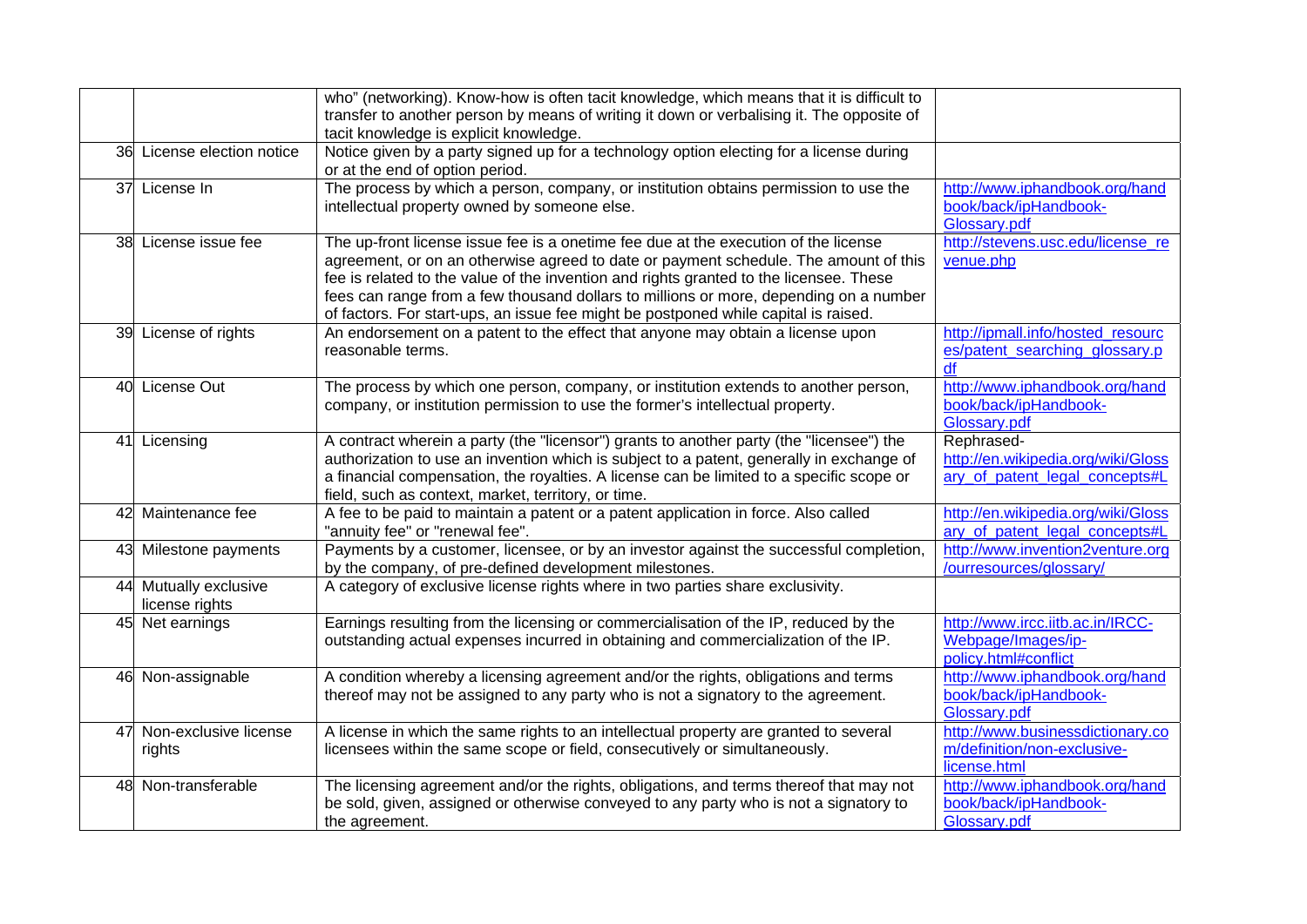| | | | |
|---|---|---|---|
| | | who" (networking). Know-how is often tacit knowledge, which means that it is difficult to transfer to another person by means of writing it down or verbalising it. The opposite of tacit knowledge is explicit knowledge. | |
| 36 | License election notice | Notice given by a party signed up for a technology option electing for a license during or at the end of option period. | |
| 37 | License In | The process by which a person, company, or institution obtains permission to use the intellectual property owned by someone else. | http://www.iphandbook.org/handbook/back/ipHandbook-Glossary.pdf |
| 38 | License issue fee | The up-front license issue fee is a onetime fee due at the execution of the license agreement, or on an otherwise agreed to date or payment schedule. The amount of this fee is related to the value of the invention and rights granted to the licensee. These fees can range from a few thousand dollars to millions or more, depending on a number of factors. For start-ups, an issue fee might be postponed while capital is raised. | http://stevens.usc.edu/license_revenue.php |
| 39 | License of rights | An endorsement on a patent to the effect that anyone may obtain a license upon reasonable terms. | http://ipmall.info/hosted_resources/patent_searching_glossary.pdf |
| 40 | License Out | The process by which one person, company, or institution extends to another person, company, or institution permission to use the former's intellectual property. | http://www.iphandbook.org/handbook/back/ipHandbook-Glossary.pdf |
| 41 | Licensing | A contract wherein a party (the "licensor") grants to another party (the "licensee") the authorization to use an invention which is subject to a patent, generally in exchange of a financial compensation, the royalties. A license can be limited to a specific scope or field, such as context, market, territory, or time. | Rephrased- http://en.wikipedia.org/wiki/Glossary_of_patent_legal_concepts#L |
| 42 | Maintenance fee | A fee to be paid to maintain a patent or a patent application in force. Also called "annuity fee" or "renewal fee". | http://en.wikipedia.org/wiki/Glossary_of_patent_legal_concepts#L |
| 43 | Milestone payments | Payments by a customer, licensee, or by an investor against the successful completion, by the company, of pre-defined development milestones. | http://www.invention2venture.org/ourresources/glossary/ |
| 44 | Mutually exclusive license rights | A category of exclusive license rights where in two parties share exclusivity. | |
| 45 | Net earnings | Earnings resulting from the licensing or commercialisation of the IP, reduced by the outstanding actual expenses incurred in obtaining and commercialization of the IP. | http://www.ircc.iitb.ac.in/IRCC-Webpage/Images/ip-policy.html#conflict |
| 46 | Non-assignable | A condition whereby a licensing agreement and/or the rights, obligations and terms thereof may not be assigned to any party who is not a signatory to the agreement. | http://www.iphandbook.org/handbook/back/ipHandbook-Glossary.pdf |
| 47 | Non-exclusive license rights | A license in which the same rights to an intellectual property are granted to several licensees within the same scope or field, consecutively or simultaneously. | http://www.businessdictionary.com/definition/non-exclusive-license.html |
| 48 | Non-transferable | The licensing agreement and/or the rights, obligations, and terms thereof that may not be sold, given, assigned or otherwise conveyed to any party who is not a signatory to the agreement. | http://www.iphandbook.org/handbook/back/ipHandbook-Glossary.pdf |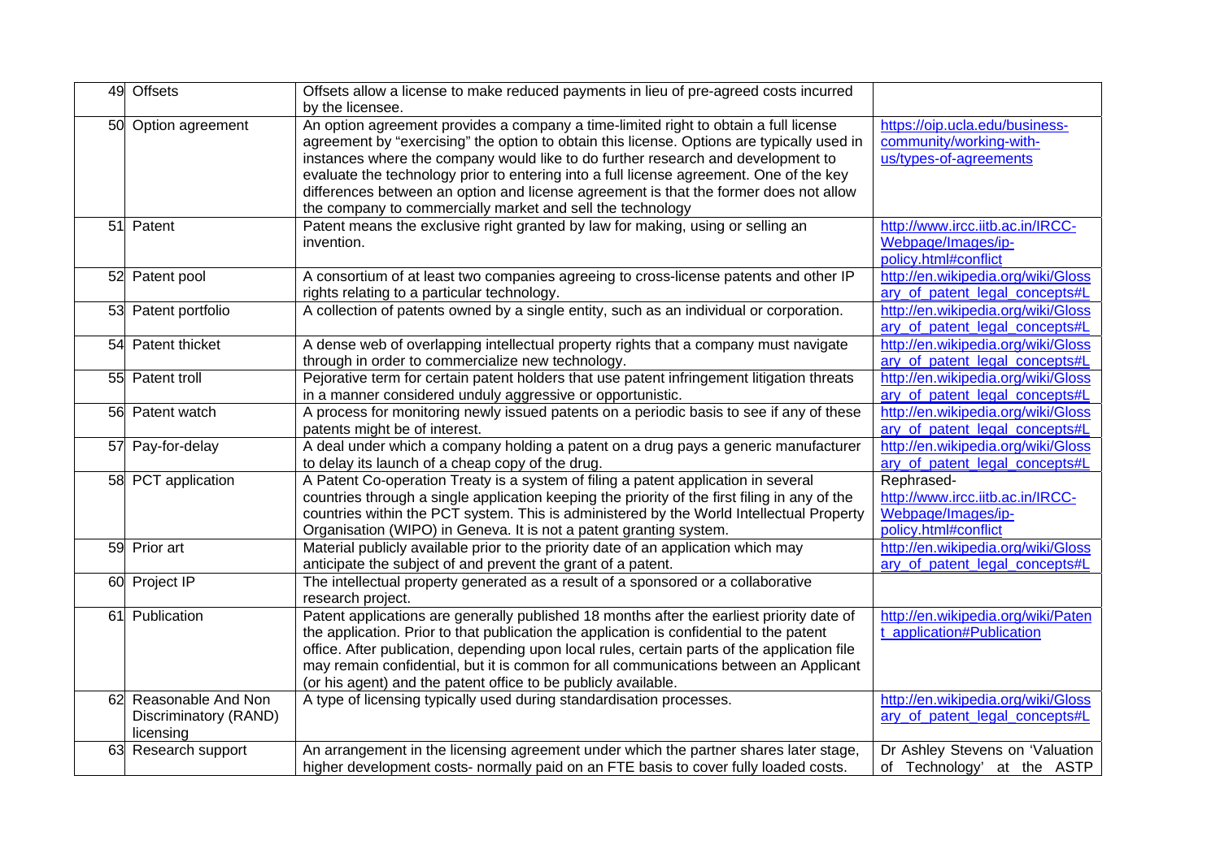| 49 | Offsets | Offsets allow a license to make reduced payments in lieu of pre-agreed costs incurred by the licensee. | |
|---|---|---|---|
| 50 | Option agreement | An option agreement provides a company a time-limited right to obtain a full license agreement by "exercising" the option to obtain this license. Options are typically used in instances where the company would like to do further research and development to evaluate the technology prior to entering into a full license agreement. One of the key differences between an option and license agreement is that the former does not allow the company to commercially market and sell the technology | https://oip.ucla.edu/business-community/working-with-us/types-of-agreements |
| 51 | Patent | Patent means the exclusive right granted by law for making, using or selling an invention. | http://www.ircc.iitb.ac.in/IRCC-Webpage/Images/ip-policy.html#conflict |
| 52 | Patent pool | A consortium of at least two companies agreeing to cross-license patents and other IP rights relating to a particular technology. | http://en.wikipedia.org/wiki/Glossary_of_patent_legal_concepts#L |
| 53 | Patent portfolio | A collection of patents owned by a single entity, such as an individual or corporation. | http://en.wikipedia.org/wiki/Glossary_of_patent_legal_concepts#L |
| 54 | Patent thicket | A dense web of overlapping intellectual property rights that a company must navigate through in order to commercialize new technology. | http://en.wikipedia.org/wiki/Glossary_of_patent_legal_concepts#L |
| 55 | Patent troll | Pejorative term for certain patent holders that use patent infringement litigation threats in a manner considered unduly aggressive or opportunistic. | http://en.wikipedia.org/wiki/Glossary_of_patent_legal_concepts#L |
| 56 | Patent watch | A process for monitoring newly issued patents on a periodic basis to see if any of these patents might be of interest. | http://en.wikipedia.org/wiki/Glossary_of_patent_legal_concepts#L |
| 57 | Pay-for-delay | A deal under which a company holding a patent on a drug pays a generic manufacturer to delay its launch of a cheap copy of the drug. | http://en.wikipedia.org/wiki/Glossary_of_patent_legal_concepts#L |
| 58 | PCT application | A Patent Co-operation Treaty is a system of filing a patent application in several countries through a single application keeping the priority of the first filing in any of the countries within the PCT system. This is administered by the World Intellectual Property Organisation (WIPO) in Geneva. It is not a patent granting system. | Rephrased- http://www.ircc.iitb.ac.in/IRCC-Webpage/Images/ip-policy.html#conflict |
| 59 | Prior art | Material publicly available prior to the priority date of an application which may anticipate the subject of and prevent the grant of a patent. | http://en.wikipedia.org/wiki/Glossary_of_patent_legal_concepts#L |
| 60 | Project IP | The intellectual property generated as a result of a sponsored or a collaborative research project. | |
| 61 | Publication | Patent applications are generally published 18 months after the earliest priority date of the application. Prior to that publication the application is confidential to the patent office. After publication, depending upon local rules, certain parts of the application file may remain confidential, but it is common for all communications between an Applicant (or his agent) and the patent office to be publicly available. | http://en.wikipedia.org/wiki/Patent_application#Publication |
| 62 | Reasonable And Non Discriminatory (RAND) licensing | A type of licensing typically used during standardisation processes. | http://en.wikipedia.org/wiki/Glossary_of_patent_legal_concepts#L |
| 63 | Research support | An arrangement in the licensing agreement under which the partner shares later stage, higher development costs- normally paid on an FTE basis to cover fully loaded costs. | Dr Ashley Stevens on 'Valuation of Technology' at the ASTP |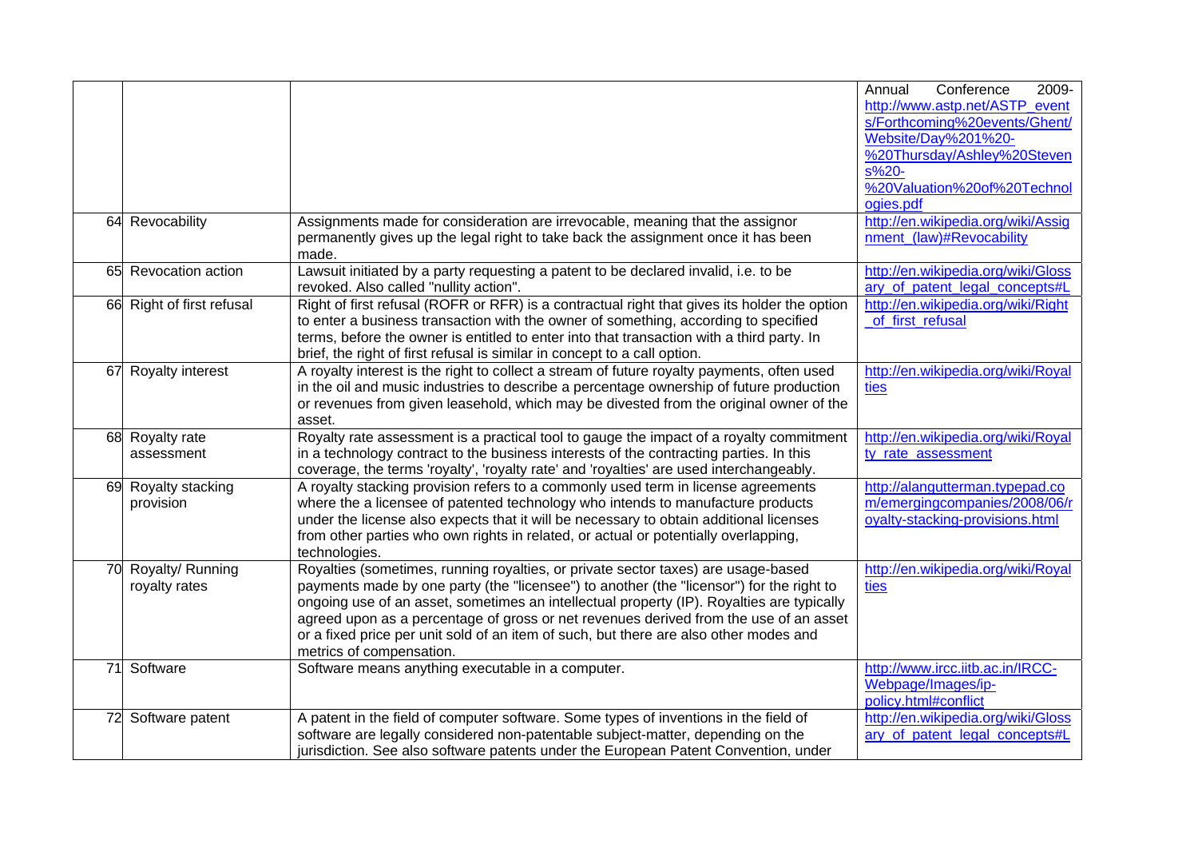| | | | |
|---|---|---|---|
| | | | Annual Conference 2009- http://www.astp.net/ASTP_events/Forthcoming%20events/Ghent/Website/Day%201%20-%20Thursday/Ashley%20Stevens%20-%20Valuation%20of%20Technologies.pdf |
| 64 | Revocability | Assignments made for consideration are irrevocable, meaning that the assignor permanently gives up the legal right to take back the assignment once it has been made. | http://en.wikipedia.org/wiki/Assignment_(law)#Revocability |
| 65 | Revocation action | Lawsuit initiated by a party requesting a patent to be declared invalid, i.e. to be revoked. Also called "nullity action". | http://en.wikipedia.org/wiki/Glossary_of_patent_legal_concepts#L |
| 66 | Right of first refusal | Right of first refusal (ROFR or RFR) is a contractual right that gives its holder the option to enter a business transaction with the owner of something, according to specified terms, before the owner is entitled to enter into that transaction with a third party. In brief, the right of first refusal is similar in concept to a call option. | http://en.wikipedia.org/wiki/Right_of_first_refusal |
| 67 | Royalty interest | A royalty interest is the right to collect a stream of future royalty payments, often used in the oil and music industries to describe a percentage ownership of future production or revenues from given leasehold, which may be divested from the original owner of the asset. | http://en.wikipedia.org/wiki/Royalties |
| 68 | Royalty rate assessment | Royalty rate assessment is a practical tool to gauge the impact of a royalty commitment in a technology contract to the business interests of the contracting parties. In this coverage, the terms 'royalty', 'royalty rate' and 'royalties' are used interchangeably. | http://en.wikipedia.org/wiki/Royalty_rate_assessment |
| 69 | Royalty stacking provision | A royalty stacking provision refers to a commonly used term in license agreements where the a licensee of patented technology who intends to manufacture products under the license also expects that it will be necessary to obtain additional licenses from other parties who own rights in related, or actual or potentially overlapping, technologies. | http://alangutterman.typepad.com/emergingcompanies/2008/06/royalty-stacking-provisions.html |
| 70 | Royalty/ Running royalty rates | Royalties (sometimes, running royalties, or private sector taxes) are usage-based payments made by one party (the "licensee") to another (the "licensor") for the right to ongoing use of an asset, sometimes an intellectual property (IP). Royalties are typically agreed upon as a percentage of gross or net revenues derived from the use of an asset or a fixed price per unit sold of an item of such, but there are also other modes and metrics of compensation. | http://en.wikipedia.org/wiki/Royalties |
| 71 | Software | Software means anything executable in a computer. | http://www.ircc.iitb.ac.in/IRCC-Webpage/Images/ip-policy.html#conflict |
| 72 | Software patent | A patent in the field of computer software. Some types of inventions in the field of software are legally considered non-patentable subject-matter, depending on the jurisdiction. See also software patents under the European Patent Convention, under | http://en.wikipedia.org/wiki/Glossary_of_patent_legal_concepts#L |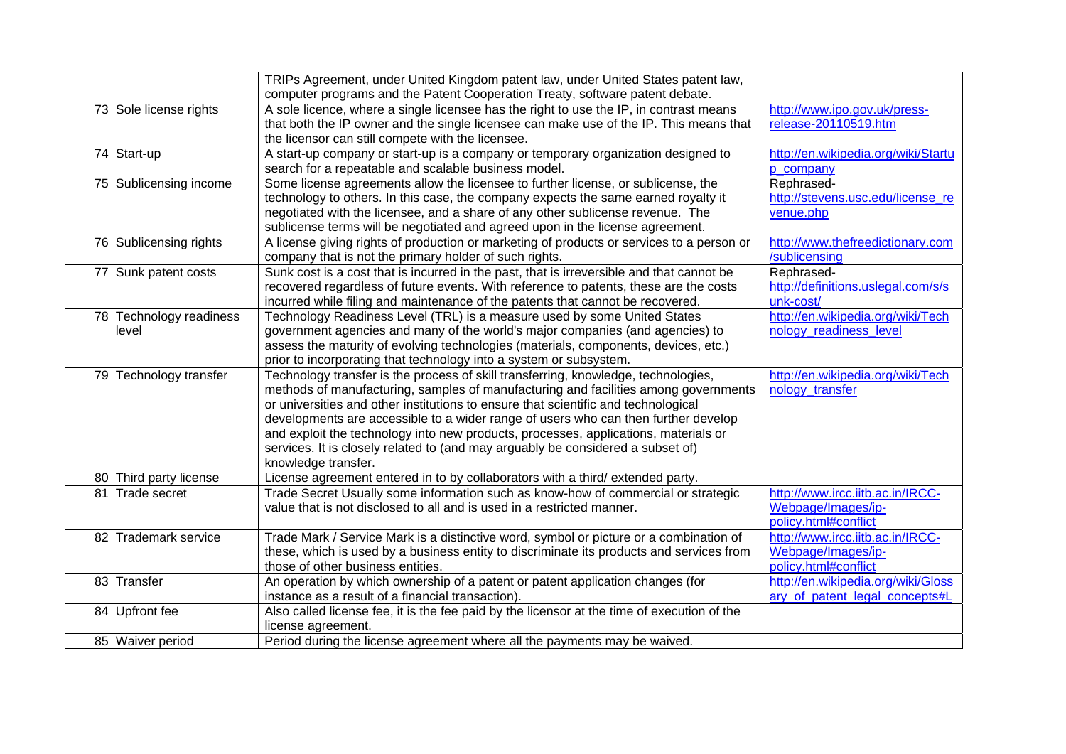| | | | |
|---|---|---|---|
| | | TRIPs Agreement, under United Kingdom patent law, under United States patent law, computer programs and the Patent Cooperation Treaty, software patent debate. | |
| 73 | Sole license rights | A sole licence, where a single licensee has the right to use the IP, in contrast means that both the IP owner and the single licensee can make use of the IP. This means that the licensor can still compete with the licensee. | http://www.ipo.gov.uk/press-release-20110519.htm |
| 74 | Start-up | A start-up company or start-up is a company or temporary organization designed to search for a repeatable and scalable business model. | http://en.wikipedia.org/wiki/Startup_company |
| 75 | Sublicensing income | Some license agreements allow the licensee to further license, or sublicense, the technology to others. In this case, the company expects the same earned royalty it negotiated with the licensee, and a share of any other sublicense revenue. The sublicense terms will be negotiated and agreed upon in the license agreement. | Rephrased- http://stevens.usc.edu/license_revenue.php |
| 76 | Sublicensing rights | A license giving rights of production or marketing of products or services to a person or company that is not the primary holder of such rights. | http://www.thefreedictionary.com/sublicensing |
| 77 | Sunk patent costs | Sunk cost is a cost that is incurred in the past, that is irreversible and that cannot be recovered regardless of future events. With reference to patents, these are the costs incurred while filing and maintenance of the patents that cannot be recovered. | Rephrased- http://definitions.uslegal.com/s/sunk-cost/ |
| 78 | Technology readiness level | Technology Readiness Level (TRL) is a measure used by some United States government agencies and many of the world's major companies (and agencies) to assess the maturity of evolving technologies (materials, components, devices, etc.) prior to incorporating that technology into a system or subsystem. | http://en.wikipedia.org/wiki/Technology_readiness_level |
| 79 | Technology transfer | Technology transfer is the process of skill transferring, knowledge, technologies, methods of manufacturing, samples of manufacturing and facilities among governments or universities and other institutions to ensure that scientific and technological developments are accessible to a wider range of users who can then further develop and exploit the technology into new products, processes, applications, materials or services. It is closely related to (and may arguably be considered a subset of) knowledge transfer. | http://en.wikipedia.org/wiki/Technology_transfer |
| 80 | Third party license | License agreement entered in to by collaborators with a third/ extended party. | |
| 81 | Trade secret | Trade Secret Usually some information such as know-how of commercial or strategic value that is not disclosed to all and is used in a restricted manner. | http://www.ircc.iitb.ac.in/IRCC-Webpage/Images/ip-policy.html#conflict |
| 82 | Trademark service | Trade Mark / Service Mark is a distinctive word, symbol or picture or a combination of these, which is used by a business entity to discriminate its products and services from those of other business entities. | http://www.ircc.iitb.ac.in/IRCC-Webpage/Images/ip-policy.html#conflict |
| 83 | Transfer | An operation by which ownership of a patent or patent application changes (for instance as a result of a financial transaction). | http://en.wikipedia.org/wiki/Glossary_of_patent_legal_concepts#L |
| 84 | Upfront fee | Also called license fee, it is the fee paid by the licensor at the time of execution of the license agreement. | |
| 85 | Waiver period | Period during the license agreement where all the payments may be waived. | |